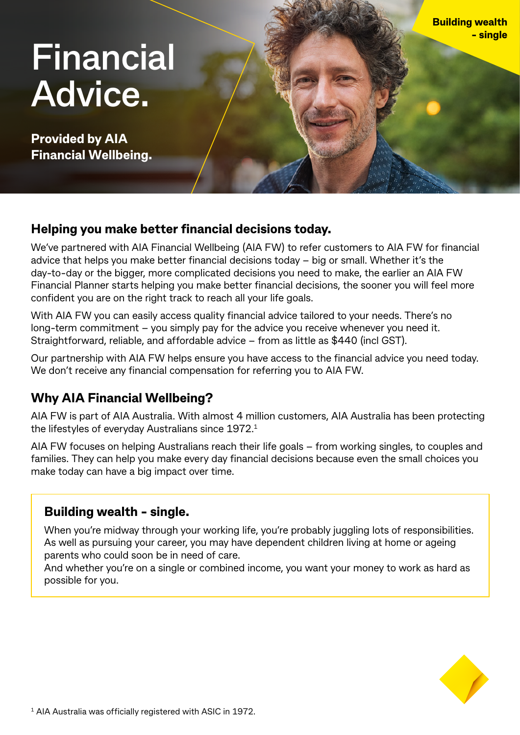Building wealth - single

# Financial Advice.

**Provided by AIA Financial Wellbeing.**

## Helping you make better financial decisions today.

We've partnered with AIA Financial Wellbeing (AIA FW) to refer customers to AIA FW for financial advice that helps you make better financial decisions today – big or small. Whether it's the day-to-day or the bigger, more complicated decisions you need to make, the earlier an AIA FW Financial Planner starts helping you make better financial decisions, the sooner you will feel more confident you are on the right track to reach all your life goals.

With AIA FW you can easily access quality financial advice tailored to your needs. There's no long-term commitment – you simply pay for the advice you receive whenever you need it. Straightforward, reliable, and affordable advice – from as little as $440 (incl GST).

Our partnership with AIA FW helps ensure you have access to the financial advice you need today. We don't receive any financial compensation for referring you to AIA FW.

## Why AIA Financial Wellbeing?

AIA FW is part of AIA Australia. With almost 4 million customers, AIA Australia has been protecting the lifestyles of everyday Australians since 1972.[1]

AIA FW focuses on helping Australians reach their life goals – from working singles, to couples and families. They can help you make every day financial decisions because even the small choices you make today can have a big impact over time.

### Building wealth - single.

When you're midway through your working life, you're probably juggling lots of responsibilities. As well as pursuing your career, you may have dependent children living at home or ageing parents who could soon be in need of care.
And whether you're on a single or combined income, you want your money to work as hard as possible for you.

[1] AIA Australia was officially registered with ASIC in 1972.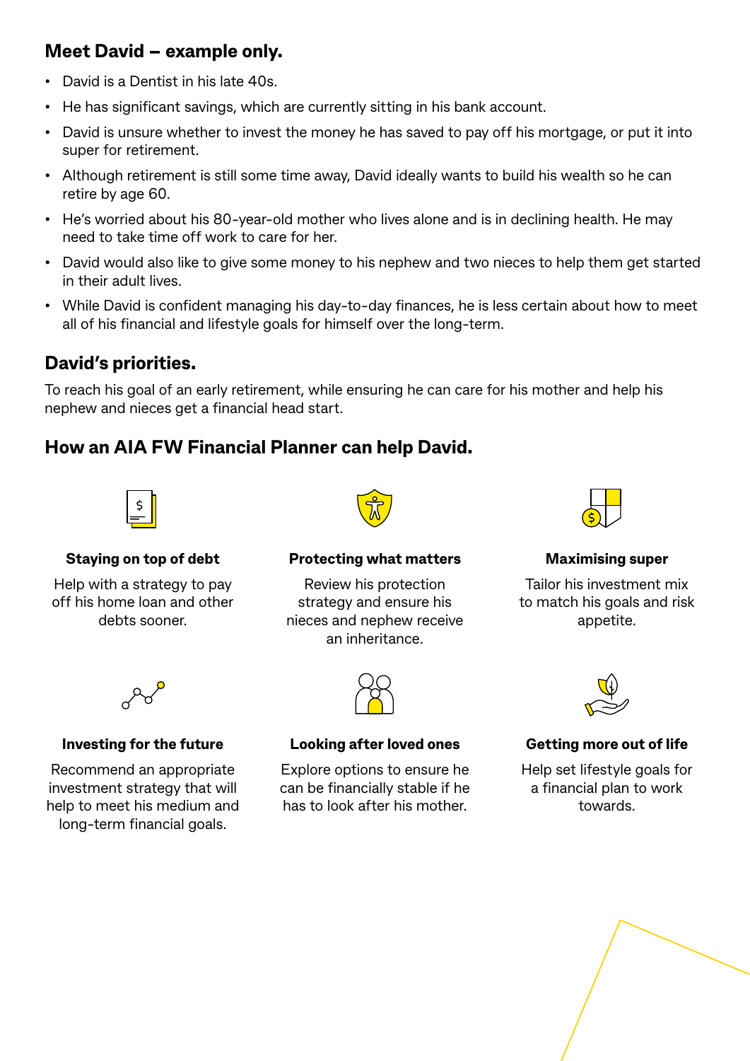## Meet David – example only.

- David is a Dentist in his late 40s.
- He has significant savings, which are currently sitting in his bank account.
- David is unsure whether to invest the money he has saved to pay off his mortgage, or put it into super for retirement.
- Although retirement is still some time away, David ideally wants to build his wealth so he can retire by age 60.
- He's worried about his 80-year-old mother who lives alone and is in declining health. He may need to take time off work to care for her.
- David would also like to give some money to his nephew and two nieces to help them get started in their adult lives.
- While David is confident managing his day-to-day finances, he is less certain about how to meet all of his financial and lifestyle goals for himself over the long-term.

## David's priorities.

To reach his goal of an early retirement, while ensuring he can care for his mother and help his nephew and nieces get a financial head start.

## How an AIA FW Financial Planner can help David.

**Staying on top of debt**

Help with a strategy to pay off his home loan and other debts sooner.

**Protecting what matters**

Review his protection strategy and ensure his nieces and nephew receive an inheritance.

**Maximising super**

Tailor his investment mix to match his goals and risk appetite.

**Investing for the future**

Recommend an appropriate investment strategy that will help to meet his medium and long-term financial goals.

**Looking after loved ones**

Explore options to ensure he can be financially stable if he has to look after his mother.

**Getting more out of life**

Help set lifestyle goals for a financial plan to work towards.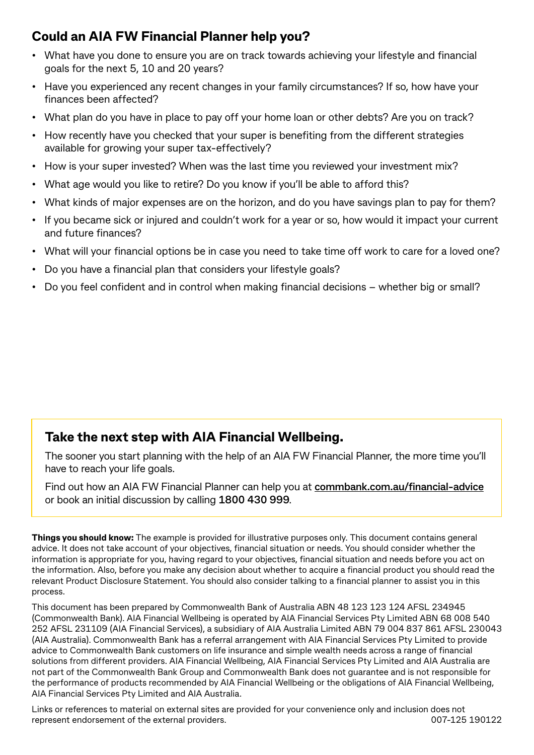## Could an AIA FW Financial Planner help you?

- What have you done to ensure you are on track towards achieving your lifestyle and financial goals for the next 5, 10 and 20 years?
- Have you experienced any recent changes in your family circumstances? If so, how have your finances been affected?
- What plan do you have in place to pay off your home loan or other debts? Are you on track?
- How recently have you checked that your super is benefiting from the different strategies available for growing your super tax-effectively?
- How is your super invested? When was the last time you reviewed your investment mix?
- What age would you like to retire? Do you know if you'll be able to afford this?
- What kinds of major expenses are on the horizon, and do you have savings plan to pay for them?
- If you became sick or injured and couldn't work for a year or so, how would it impact your current and future finances?
- What will your financial options be in case you need to take time off work to care for a loved one?
- Do you have a financial plan that considers your lifestyle goals?
- Do you feel confident and in control when making financial decisions – whether big or small?

### Take the next step with AIA Financial Wellbeing.

The sooner you start planning with the help of an AIA FW Financial Planner, the more time you'll have to reach your life goals.

Find out how an AIA FW Financial Planner can help you at commbank.com.au/financial-advice or book an initial discussion by calling **1800 430 999**.

**Things you should know:** The example is provided for illustrative purposes only. This document contains general advice. It does not take account of your objectives, financial situation or needs. You should consider whether the information is appropriate for you, having regard to your objectives, financial situation and needs before you act on the information. Also, before you make any decision about whether to acquire a financial product you should read the relevant Product Disclosure Statement. You should also consider talking to a financial planner to assist you in this process.

This document has been prepared by Commonwealth Bank of Australia ABN 48 123 123 124 AFSL 234945 (Commonwealth Bank). AIA Financial Wellbeing is operated by AIA Financial Services Pty Limited ABN 68 008 540 252 AFSL 231109 (AIA Financial Services), a subsidiary of AIA Australia Limited ABN 79 004 837 861 AFSL 230043 (AIA Australia). Commonwealth Bank has a referral arrangement with AIA Financial Services Pty Limited to provide advice to Commonwealth Bank customers on life insurance and simple wealth needs across a range of financial solutions from different providers. AIA Financial Wellbeing, AIA Financial Services Pty Limited and AIA Australia are not part of the Commonwealth Bank Group and Commonwealth Bank does not guarantee and is not responsible for the performance of products recommended by AIA Financial Wellbeing or the obligations of AIA Financial Wellbeing, AIA Financial Services Pty Limited and AIA Australia.

Links or references to material on external sites are provided for your convenience only and inclusion does not represent endorsement of the external providers.

007-125 190122